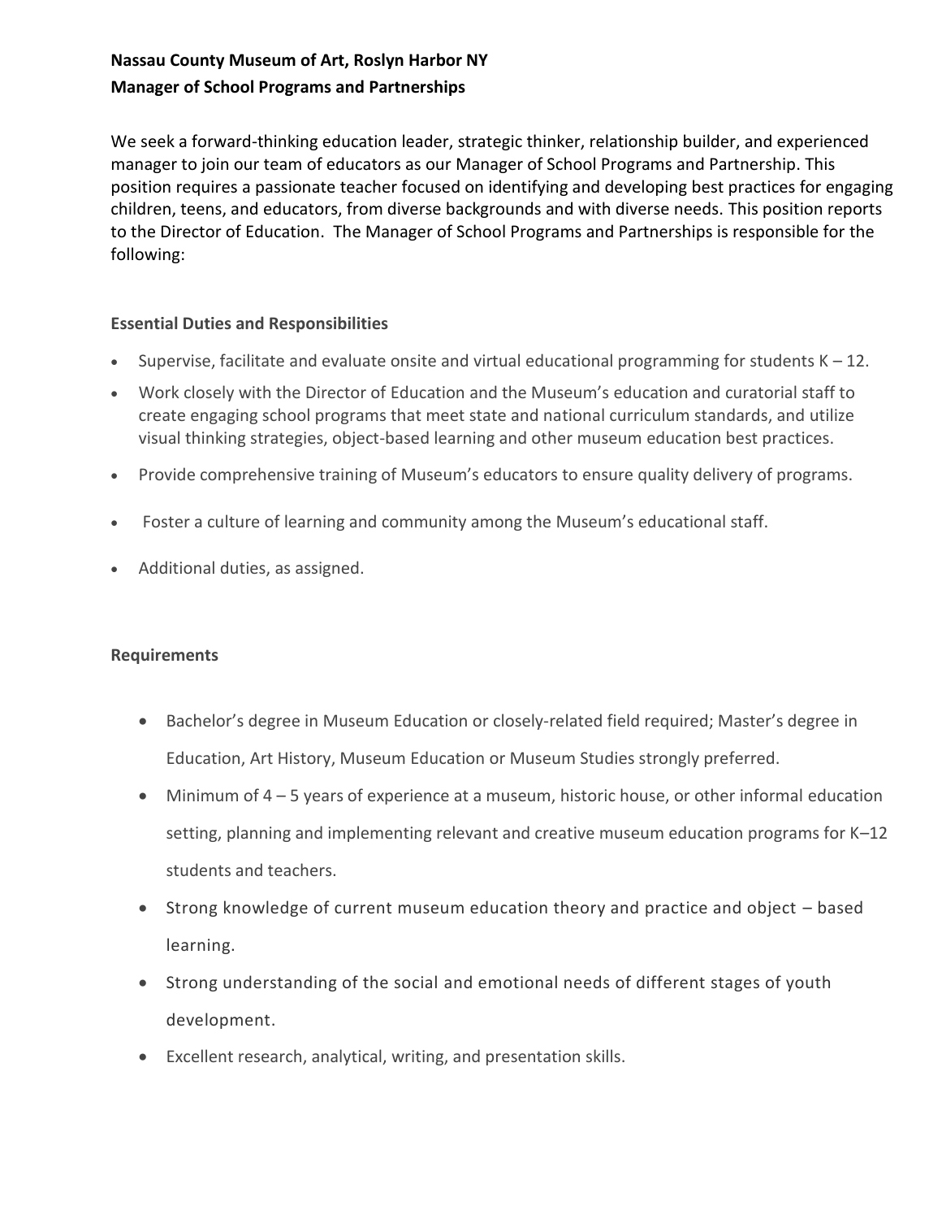**Nassau County Museum of Art, Roslyn Harbor NY**
**Manager of School Programs and Partnerships**

We seek a forward-thinking education leader, strategic thinker, relationship builder, and experienced manager to join our team of educators as our Manager of School Programs and Partnership. This position requires a passionate teacher focused on identifying and developing best practices for engaging children, teens, and educators, from diverse backgrounds and with diverse needs. This position reports to the Director of Education. The Manager of School Programs and Partnerships is responsible for the following:

**Essential Duties and Responsibilities**

- Supervise, facilitate and evaluate onsite and virtual educational programming for students K – 12.
- Work closely with the Director of Education and the Museum's education and curatorial staff to create engaging school programs that meet state and national curriculum standards, and utilize visual thinking strategies, object-based learning and other museum education best practices.
- Provide comprehensive training of Museum's educators to ensure quality delivery of programs.
- Foster a culture of learning and community among the Museum's educational staff.
- Additional duties, as assigned.

**Requirements**

- Bachelor's degree in Museum Education or closely-related field required; Master's degree in Education, Art History, Museum Education or Museum Studies strongly preferred.
- Minimum of 4 – 5 years of experience at a museum, historic house, or other informal education setting, planning and implementing relevant and creative museum education programs for K–12 students and teachers.
- Strong knowledge of current museum education theory and practice and object – based learning.
- Strong understanding of the social and emotional needs of different stages of youth development.
- Excellent research, analytical, writing, and presentation skills.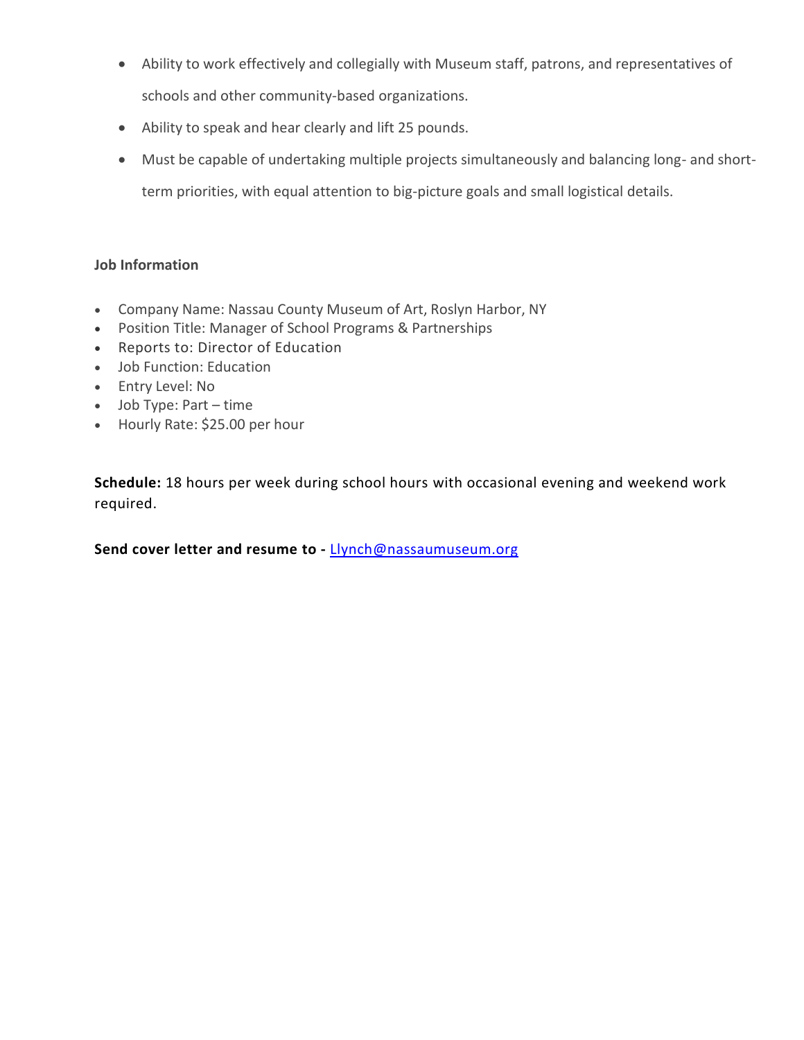- Ability to work effectively and collegially with Museum staff, patrons, and representatives of schools and other community-based organizations.
- Ability to speak and hear clearly and lift 25 pounds.
- Must be capable of undertaking multiple projects simultaneously and balancing long- and short-term priorities, with equal attention to big-picture goals and small logistical details.

**Job Information**

- Company Name: Nassau County Museum of Art, Roslyn Harbor, NY
- Position Title: Manager of School Programs & Partnerships
- Reports to: Director of Education
- Job Function: Education
- Entry Level: No
- Job Type: Part – time
- Hourly Rate: $25.00 per hour

**Schedule:** 18 hours per week during school hours with occasional evening and weekend work required.

**Send cover letter and resume to -** Llynch@nassaumuseum.org